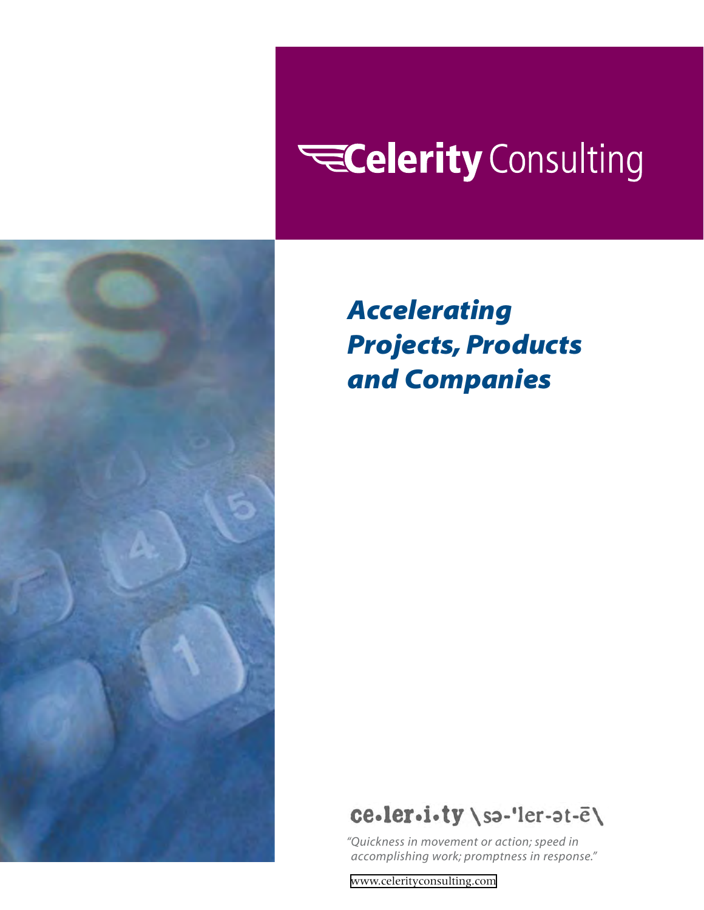# Celerity Consulting

## *Accelerating Projects, Products and Companies*

**ce•ler•i•ty** \sə-'ler-ət-ē\

*"Quickness in movement or action; speed in accomplishing work; promptness in response."*

www.celerityconsulting.com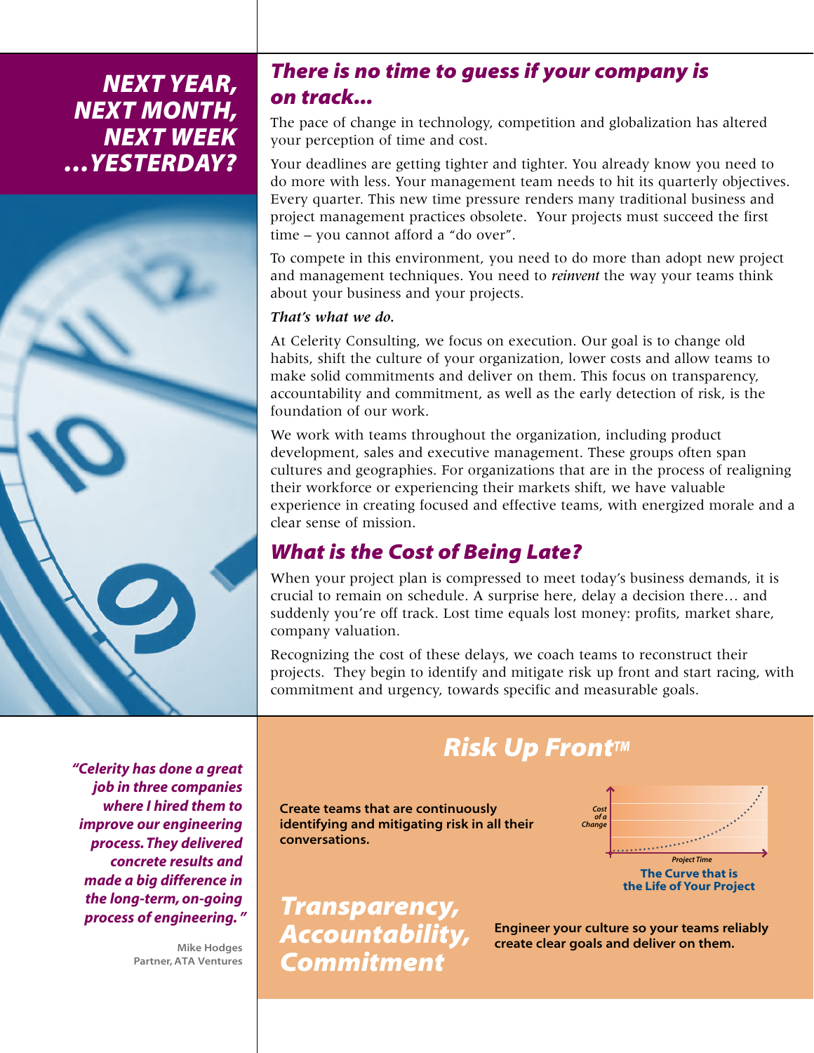# NEXT YEAR, NEXT MONTH, NEXT WEEK ...YESTERDAY?

## *There is no time to guess if your company is on track...*

The pace of change in technology, competition and globalization has altered your perception of time and cost.

Your deadlines are getting tighter and tighter. You already know you need to do more with less. Your management team needs to hit its quarterly objectives. Every quarter. This new time pressure renders many traditional business and project management practices obsolete. Your projects must succeed the first time – you cannot afford a "do over".

To compete in this environment, you need to do more than adopt new project and management techniques. You need to *reinvent* the way your teams think about your business and your projects.

*That's what we do.*

At Celerity Consulting, we focus on execution. Our goal is to change old habits, shift the culture of your organization, lower costs and allow teams to make solid commitments and deliver on them. This focus on transparency, accountability and commitment, as well as the early detection of risk, is the foundation of our work.

We work with teams throughout the organization, including product development, sales and executive management. These groups often span cultures and geographies. For organizations that are in the process of realigning their workforce or experiencing their markets shift, we have valuable experience in creating focused and effective teams, with energized morale and a clear sense of mission.

## *What is the Cost of Being Late?*

When your project plan is compressed to meet today's business demands, it is crucial to remain on schedule. A surprise here, delay a decision there… and suddenly you're off track. Lost time equals lost money: profits, market share, company valuation.

Recognizing the cost of these delays, we coach teams to reconstruct their projects. They begin to identify and mitigate risk up front and start racing, with commitment and urgency, towards specific and measurable goals.

*"Celerity has done a great job in three companies where I hired them to improve our engineering process. They delivered concrete results and made a big difference in the long-term, on-going process of engineering."*

Mike Hodges
Partner, ATA Ventures

## *Risk Up Front™*

**Create teams that are continuously identifying and mitigating risk in all their conversations.**

Cost of a Change

Project Time

**The Curve that is the Life of Your Project**

### *Transparency, Accountability, Commitment*

**Engineer your culture so your teams reliably create clear goals and deliver on them.**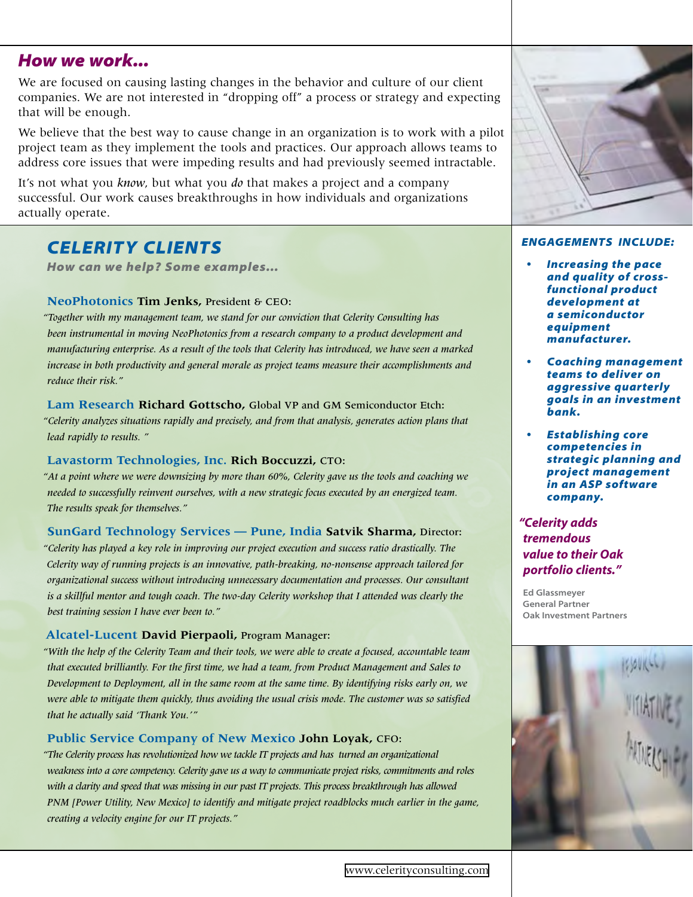## *How we work…*

We are focused on causing lasting changes in the behavior and culture of our client companies. We are not interested in "dropping off" a process or strategy and expecting that will be enough.

We believe that the best way to cause change in an organization is to work with a pilot project team as they implement the tools and practices. Our approach allows teams to address core issues that were impeding results and had previously seemed intractable.

It's not what you *know*, but what you *do* that makes a project and a company successful. Our work causes breakthroughs in how individuals and organizations actually operate.

## *CELERITY CLIENTS*

***How can we help? Some examples…***

**NeoPhotonics Tim Jenks,** President & CEO:

*"Together with my management team, we stand for our conviction that Celerity Consulting has been instrumental in moving NeoPhotonics from a research company to a product development and manufacturing enterprise. As a result of the tools that Celerity has introduced, we have seen a marked increase in both productivity and general morale as project teams measure their accomplishments and reduce their risk."*

**Lam Research Richard Gottscho,** Global VP and GM Semiconductor Etch:

*"Celerity analyzes situations rapidly and precisely, and from that analysis, generates action plans that lead rapidly to results. "*

**Lavastorm Technologies, Inc. Rich Boccuzzi,** CTO:

*"At a point where we were downsizing by more than 60%, Celerity gave us the tools and coaching we needed to successfully reinvent ourselves, with a new strategic focus executed by an energized team. The results speak for themselves."*

**SunGard Technology Services — Pune, India Satvik Sharma,** Director:

*"Celerity has played a key role in improving our project execution and success ratio drastically. The Celerity way of running projects is an innovative, path-breaking, no-nonsense approach tailored for organizational success without introducing unnecessary documentation and processes. Our consultant is a skillful mentor and tough coach. The two-day Celerity workshop that I attended was clearly the best training session I have ever been to."*

**Alcatel-Lucent David Pierpaoli,** Program Manager:

*"With the help of the Celerity Team and their tools, we were able to create a focused, accountable team that executed brilliantly. For the first time, we had a team, from Product Management and Sales to Development to Deployment, all in the same room at the same time. By identifying risks early on, we were able to mitigate them quickly, thus avoiding the usual crisis mode. The customer was so satisfied that he actually said 'Thank You.'"*

**Public Service Company of New Mexico John Loyak,** CFO:

*"The Celerity process has revolutionized how we tackle IT projects and has turned an organizational weakness into a core competency. Celerity gave us a way to communicate project risks, commitments and roles with a clarity and speed that was missing in our past IT projects. This process breakthrough has allowed PNM [Power Utility, New Mexico] to identify and mitigate project roadblocks much earlier in the game, creating a velocity engine for our IT projects."*

### *ENGAGEMENTS INCLUDE:*

- ***Increasing the pace and quality of cross-functional product development at a semiconductor equipment manufacturer.***
- ***Coaching management teams to deliver on aggressive quarterly goals in an investment bank.***
- ***Establishing core competencies in strategic planning and project management in an ASP software company.***

***"Celerity adds tremendous value to their Oak portfolio clients."***

**Ed Glassmeyer**
**General Partner**
**Oak Investment Partners**

www.celerityconsulting.com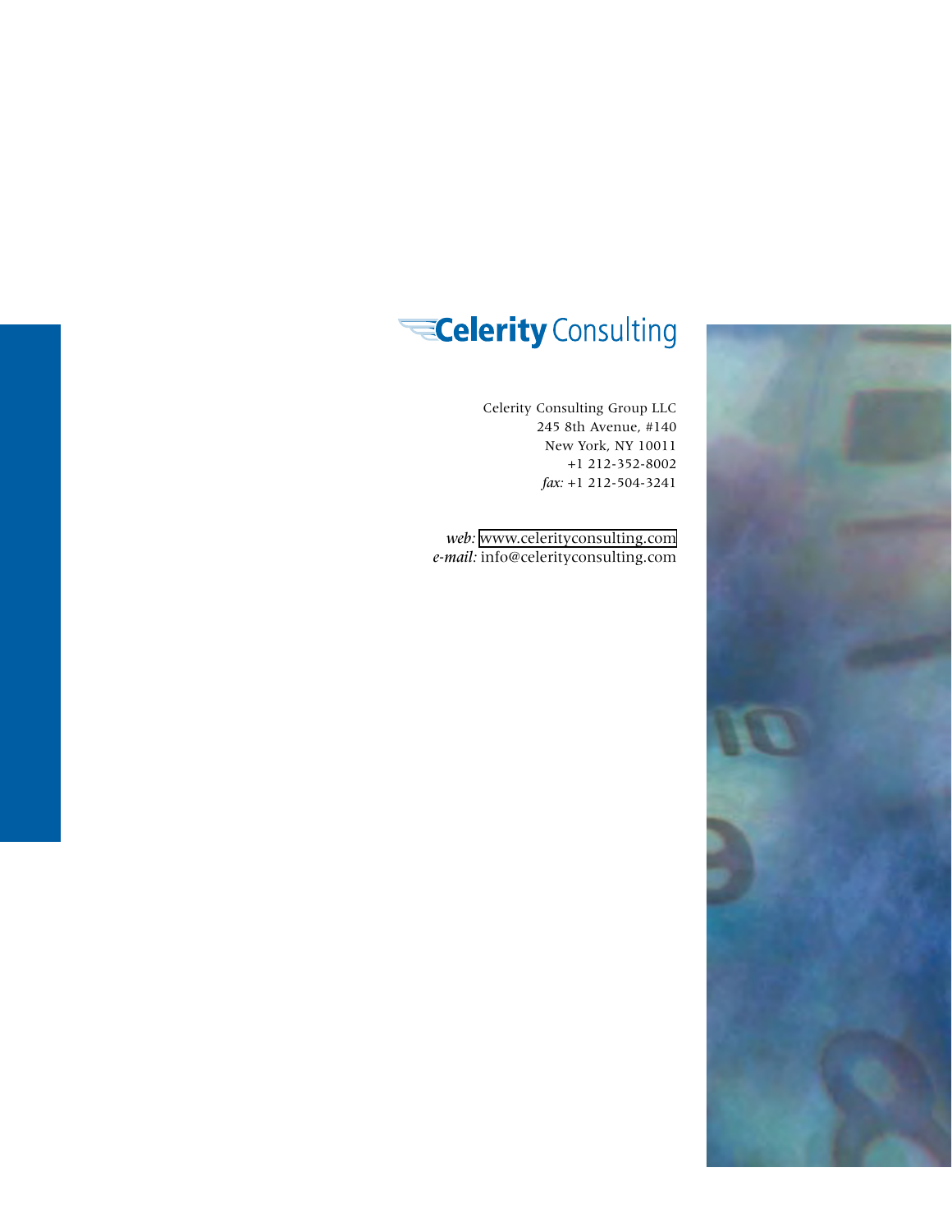**Celerity** Consulting

Celerity Consulting Group LLC
245 8th Avenue, #140
New York, NY 10011
+1 212-352-8002
*fax:* +1 212-504-3241

*web:* www.celerityconsulting.com
*e-mail:* info@celerityconsulting.com